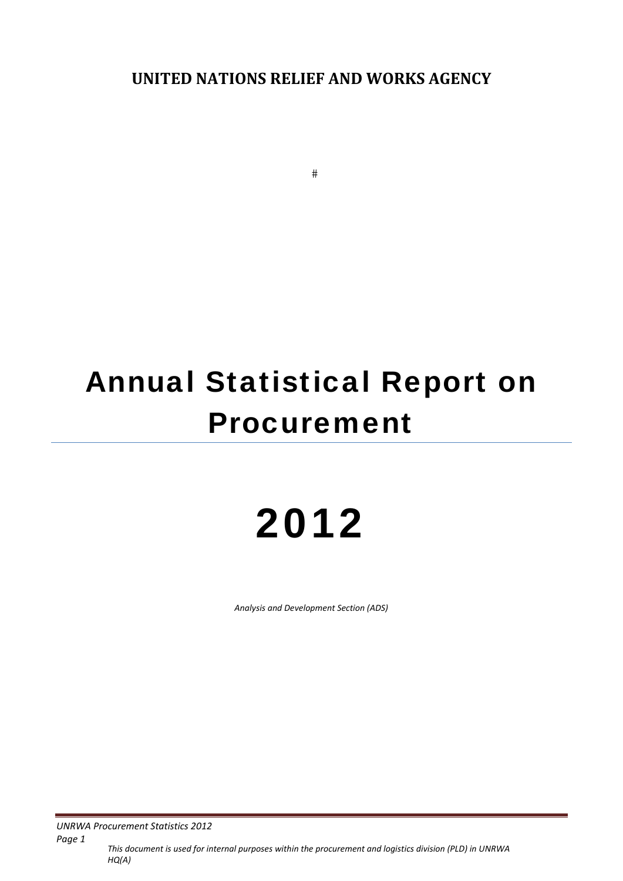**UNITED NATIONS RELIEF AND WORKS AGENCY**

#

# Annual Statistical Report on Procurement

# 2012

*Analysis and Development Section (ADS)*

*This document is used for internal purposes within the procurement and logistics division (PLD) in UNRWA HQ(A)*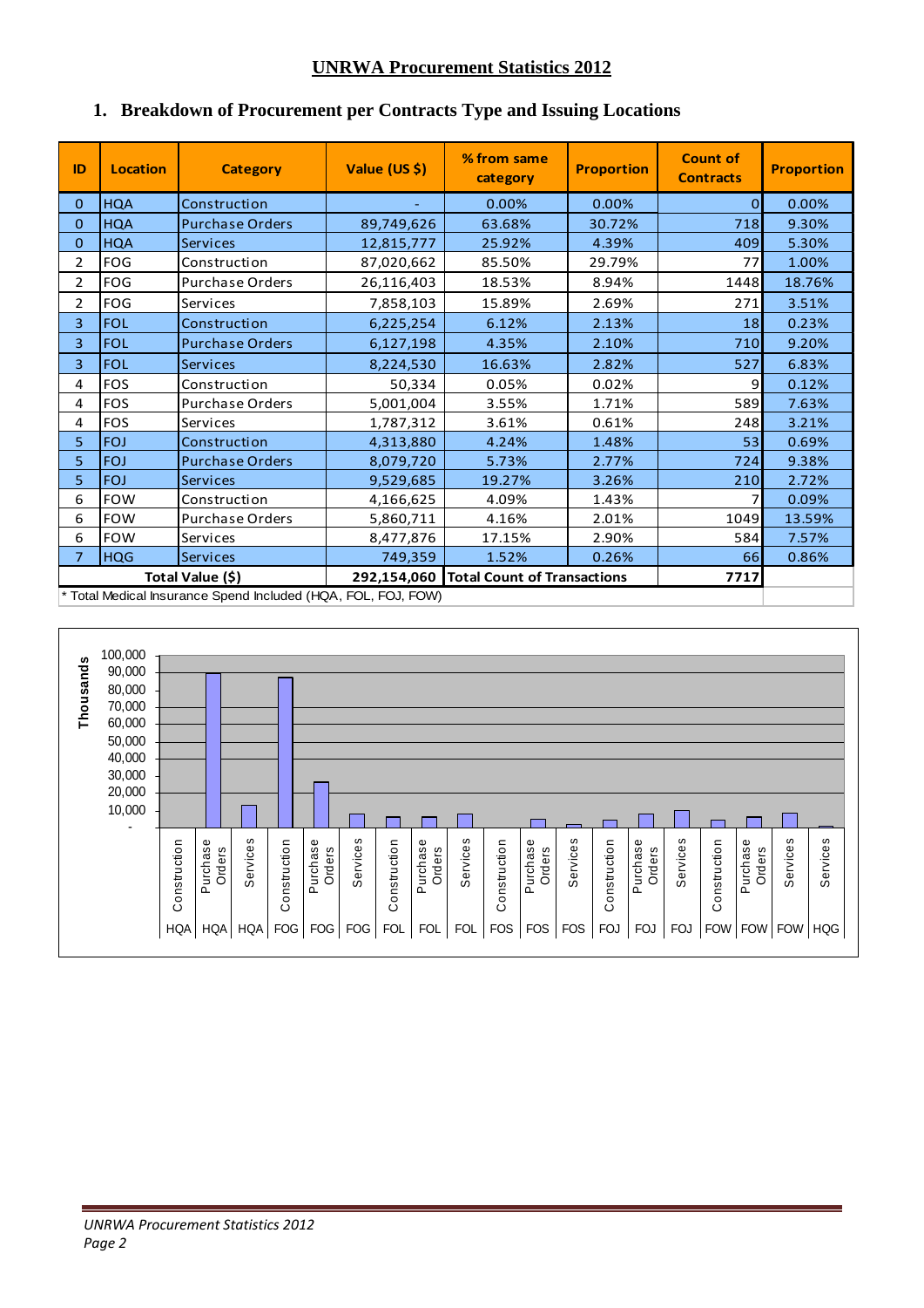# UNRWA Procurement Statistics 2012

## 1. Breakdown of Procurement per Contracts Type and Issuing Locations

| ID | Location | Category | Value (US $) | % from same category | Proportion | Count of Contracts | Proportion |
|---|---|---|---|---|---|---|---|
| 0 | HQA | Construction | - | 0.00% | 0.00% | 0 | 0.00% |
| 0 | HQA | Purchase Orders | 89,749,626 | 63.68% | 30.72% | 718 | 9.30% |
| 0 | HQA | Services | 12,815,777 | 25.92% | 4.39% | 409 | 5.30% |
| 2 | FOG | Construction | 87,020,662 | 85.50% | 29.79% | 77 | 1.00% |
| 2 | FOG | Purchase Orders | 26,116,403 | 18.53% | 8.94% | 1448 | 18.76% |
| 2 | FOG | Services | 7,858,103 | 15.89% | 2.69% | 271 | 3.51% |
| 3 | FOL | Construction | 6,225,254 | 6.12% | 2.13% | 18 | 0.23% |
| 3 | FOL | Purchase Orders | 6,127,198 | 4.35% | 2.10% | 710 | 9.20% |
| 3 | FOL | Services | 8,224,530 | 16.63% | 2.82% | 527 | 6.83% |
| 4 | FOS | Construction | 50,334 | 0.05% | 0.02% | 9 | 0.12% |
| 4 | FOS | Purchase Orders | 5,001,004 | 3.55% | 1.71% | 589 | 7.63% |
| 4 | FOS | Services | 1,787,312 | 3.61% | 0.61% | 248 | 3.21% |
| 5 | FOJ | Construction | 4,313,880 | 4.24% | 1.48% | 53 | 0.69% |
| 5 | FOJ | Purchase Orders | 8,079,720 | 5.73% | 2.77% | 724 | 9.38% |
| 5 | FOJ | Services | 9,529,685 | 19.27% | 3.26% | 210 | 2.72% |
| 6 | FOW | Construction | 4,166,625 | 4.09% | 1.43% | 7 | 0.09% |
| 6 | FOW | Purchase Orders | 5,860,711 | 4.16% | 2.01% | 1049 | 13.59% |
| 6 | FOW | Services | 8,477,876 | 17.15% | 2.90% | 584 | 7.57% |
| 7 | HQG | Services | 749,359 | 1.52% | 0.26% | 66 | 0.86% |
| Total Value ($) | | | 292,154,060 | Total Count of Transactions | | 7717 | |

\* Total Medical Insurance Spend Included (HQA, FOL, FOJ, FOW)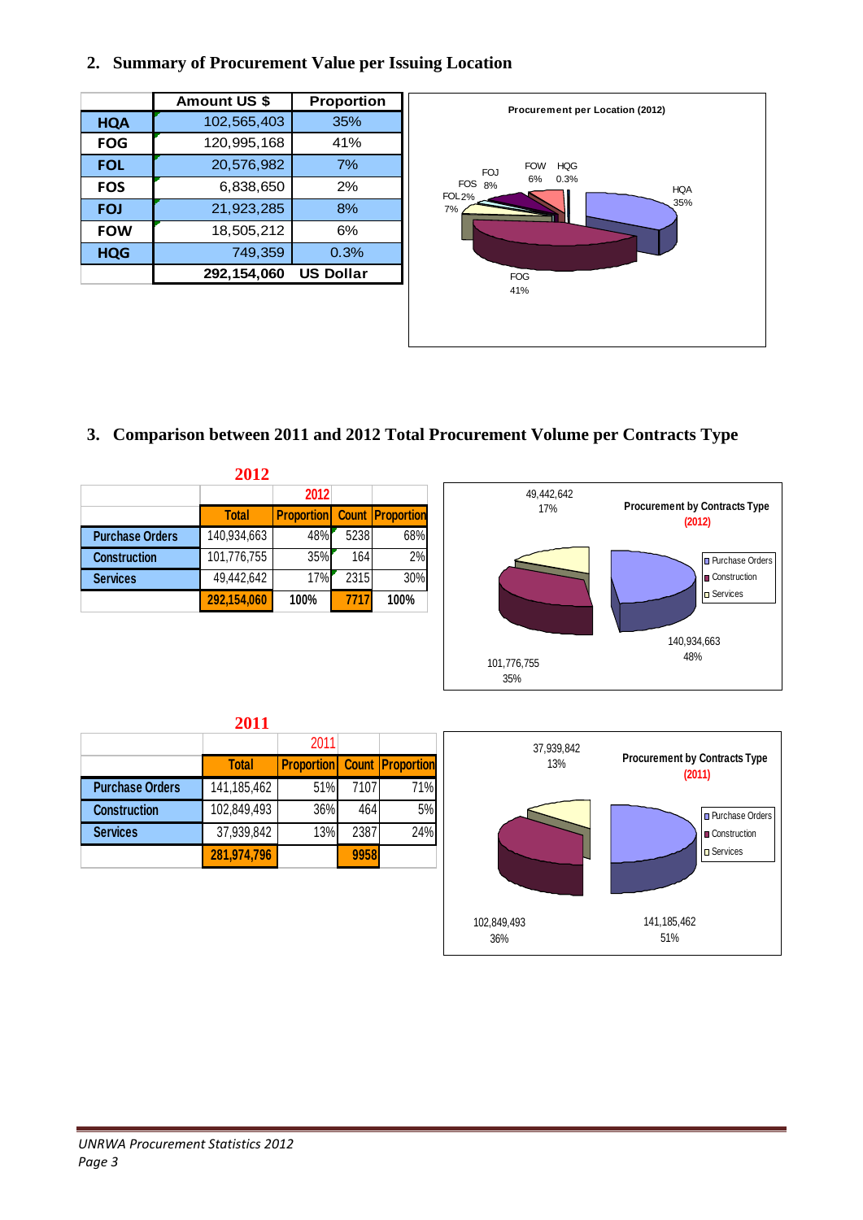## 2. Summary of Procurement Value per Issuing Location

| | Amount US $ | Proportion |
|---|---|---|
| HQA | 102,565,403 | 35% |
| FOG | 120,995,168 | 41% |
| FOL | 20,576,982 | 7% |
| FOS | 6,838,650 | 2% |
| FOJ | 21,923,285 | 8% |
| FOW | 18,505,212 | 6% |
| HQG | 749,359 | 0.3% |
| | 292,154,060 | US Dollar |

Procurement per Location (2012)

## 3. Comparison between 2011 and 2012 Total Procurement Volume per Contracts Type

**2012**

| | 2012 | | | |
|---|---|---|---|---|
| | Total | Proportion | Count | Proportion |
| Purchase Orders | 140,934,663 | 48% | 5238 | 68% |
| Construction | 101,776,755 | 35% | 164 | 2% |
| Services | 49,442,642 | 17% | 2315 | 30% |
| | 292,154,060 | 100% | 7717 | 100% |

Procurement by Contracts Type (2012)

**2011**

| | 2011 | | | |
|---|---|---|---|---|
| | Total | Proportion | Count | Proportion |
| Purchase Orders | 141,185,462 | 51% | 7107 | 71% |
| Construction | 102,849,493 | 36% | 464 | 5% |
| Services | 37,939,842 | 13% | 2387 | 24% |
| | 281,974,796 | | 9958 | |

Procurement by Contracts Type (2011)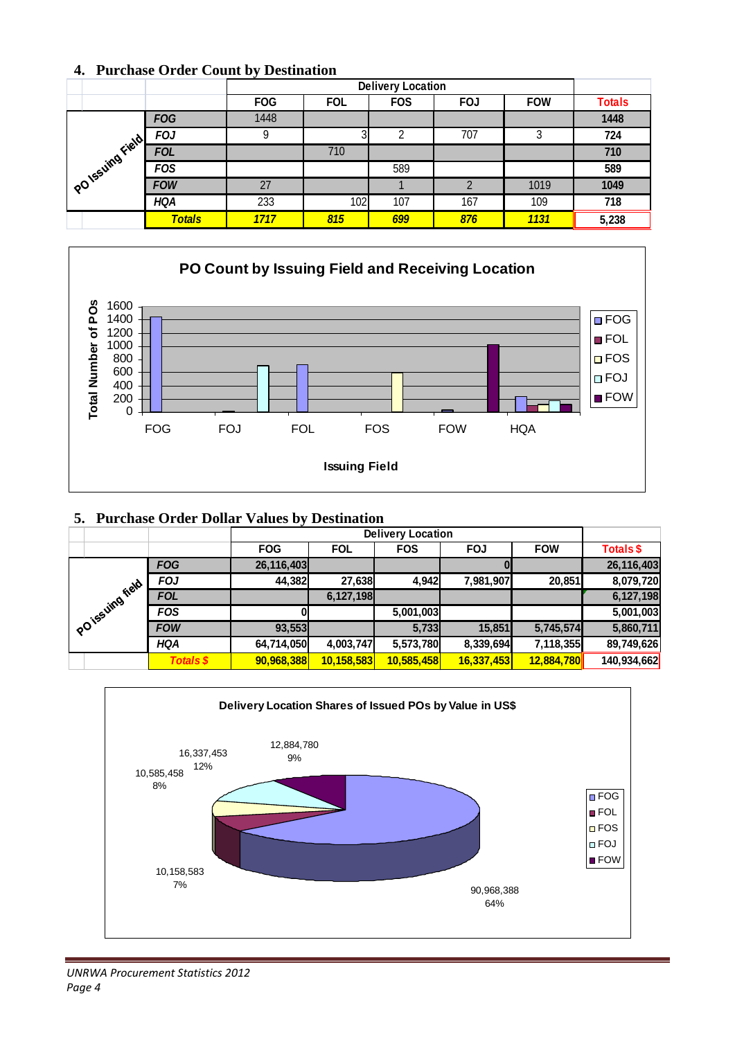## 4. Purchase Order Count by Destination

| PO Issuing Field | Delivery Location FOG | FOL | FOS | FOJ | FOW | Totals |
|---|---|---|---|---|---|---|
| FOG | 1448 | | | | | 1448 |
| FOJ | 9 | 3 | 2 | 707 | 3 | 724 |
| FOL | | 710 | | | | 710 |
| FOS | | | 589 | | | 589 |
| FOW | 27 | | 1 | 2 | 1019 | 1049 |
| HQA | 233 | 102 | 107 | 167 | 109 | 718 |
| **Totals** | **1717** | **815** | **699** | **876** | **1131** | **5,238** |

**PO Count by Issuing Field and Receiving Location**

## 5. Purchase Order Dollar Values by Destination

| PO issuing field | Delivery Location FOG | FOL | FOS | FOJ | FOW | Totals $ |
|---|---|---|---|---|---|---|
| FOG | 26,116,403 | | | 0 | | 26,116,403 |
| FOJ | 44,382 | 27,638 | 4,942 | 7,981,907 | 20,851 | 8,079,720 |
| FOL | | 6,127,198 | | | | 6,127,198 |
| FOS | 0 | | 5,001,003 | | | 5,001,003 |
| FOW | 93,553 | | 5,733 | 15,851 | 5,745,574 | 5,860,711 |
| HQA | 64,714,050 | 4,003,747 | 5,573,780 | 8,339,694 | 7,118,355 | 89,749,626 |
| **Totals $** | **90,968,388** | **10,158,583** | **10,585,458** | **16,337,453** | **12,884,780** | **140,934,662** |

**Delivery Location Shares of Issued POs by Value in US$**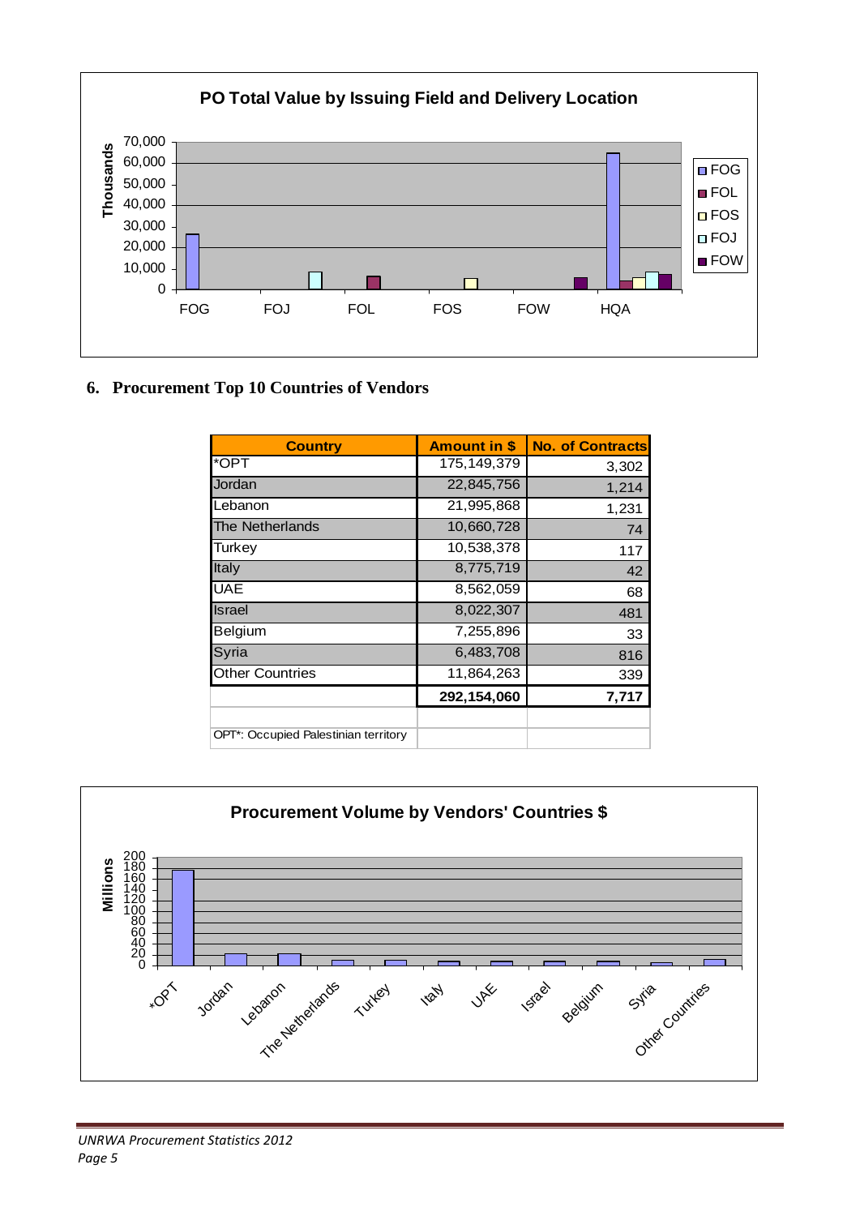## 6. Procurement Top 10 Countries of Vendors

| Country | Amount in $ | No. of Contracts |
|---|---|---|
| *OPT | 175,149,379 | 3,302 |
| Jordan | 22,845,756 | 1,214 |
| Lebanon | 21,995,868 | 1,231 |
| The Netherlands | 10,660,728 | 74 |
| Turkey | 10,538,378 | 117 |
| Italy | 8,775,719 | 42 |
| UAE | 8,562,059 | 68 |
| Israel | 8,022,307 | 481 |
| Belgium | 7,255,896 | 33 |
| Syria | 6,483,708 | 816 |
| Other Countries | 11,864,263 | 339 |
| | **292,154,060** | **7,717** |

OPT*: Occupied Palestinian territory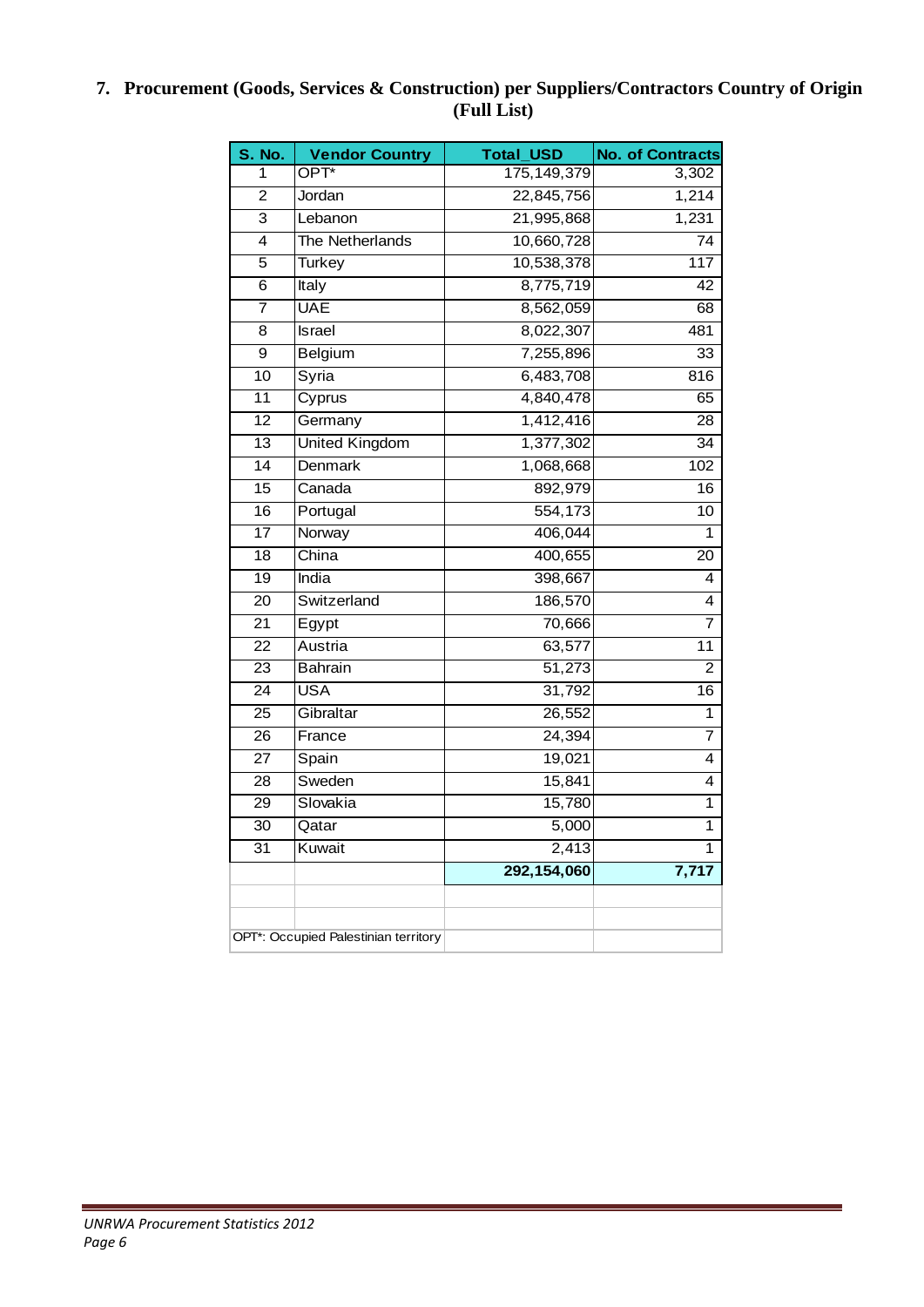## 7. Procurement (Goods, Services & Construction) per Suppliers/Contractors Country of Origin (Full List)

| S. No. | Vendor Country | Total_USD | No. of Contracts |
|---|---|---|---|
| 1 | OPT* | 175,149,379 | 3,302 |
| 2 | Jordan | 22,845,756 | 1,214 |
| 3 | Lebanon | 21,995,868 | 1,231 |
| 4 | The Netherlands | 10,660,728 | 74 |
| 5 | Turkey | 10,538,378 | 117 |
| 6 | Italy | 8,775,719 | 42 |
| 7 | UAE | 8,562,059 | 68 |
| 8 | Israel | 8,022,307 | 481 |
| 9 | Belgium | 7,255,896 | 33 |
| 10 | Syria | 6,483,708 | 816 |
| 11 | Cyprus | 4,840,478 | 65 |
| 12 | Germany | 1,412,416 | 28 |
| 13 | United Kingdom | 1,377,302 | 34 |
| 14 | Denmark | 1,068,668 | 102 |
| 15 | Canada | 892,979 | 16 |
| 16 | Portugal | 554,173 | 10 |
| 17 | Norway | 406,044 | 1 |
| 18 | China | 400,655 | 20 |
| 19 | India | 398,667 | 4 |
| 20 | Switzerland | 186,570 | 4 |
| 21 | Egypt | 70,666 | 7 |
| 22 | Austria | 63,577 | 11 |
| 23 | Bahrain | 51,273 | 2 |
| 24 | USA | 31,792 | 16 |
| 25 | Gibraltar | 26,552 | 1 |
| 26 | France | 24,394 | 7 |
| 27 | Spain | 19,021 | 4 |
| 28 | Sweden | 15,841 | 4 |
| 29 | Slovakia | 15,780 | 1 |
| 30 | Qatar | 5,000 | 1 |
| 31 | Kuwait | 2,413 | 1 |
| | | **292,154,060** | **7,717** |

OPT*: Occupied Palestinian territory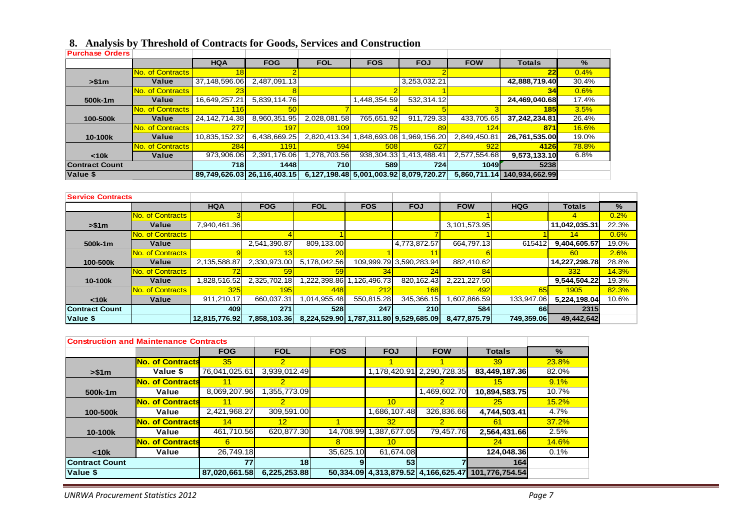## 8. Analysis by Threshold of Contracts for Goods, Services and Construction

**Purchase Orders**

| | | HQA | FOG | FOL | FOS | FOJ | FOW | Totals | % |
|---|---|---|---|---|---|---|---|---|---|
| >$1m | No. of Contracts | 18 | 2 | | | 2 | | 22 | 0.4% |
| | Value | 37,148,596.06 | 2,487,091.13 | | | 3,253,032.21 | | 42,888,719.40 | 30.4% |
| 500k-1m | No. of Contracts | 23 | 8 | | 2 | 1 | | 34 | 0.6% |
| | Value | 16,649,257.21 | 5,839,114.76 | | 1,448,354.59 | 532,314.12 | | 24,469,040.68 | 17.4% |
| 100-500k | No. of Contracts | 116 | 50 | 7 | 4 | 5 | 3 | 185 | 3.5% |
| | Value | 24,142,714.38 | 8,960,351.95 | 2,028,081.58 | 765,651.92 | 911,729.33 | 433,705.65 | 37,242,234.81 | 26.4% |
| 10-100k | No. of Contracts | 277 | 197 | 109 | 75 | 89 | 124 | 871 | 16.6% |
| | Value | 10,835,152.32 | 6,438,669.25 | 2,820,413.34 | 1,848,693.08 | 1,969,156.20 | 2,849,450.81 | 26,761,535.00 | 19.0% |
| <10k | No. of Contracts | 284 | 1191 | 594 | 508 | 627 | 922 | 4126 | 78.8% |
| | Value | 973,906.06 | 2,391,176.06 | 1,278,703.56 | 938,304.33 | 1,413,488.41 | 2,577,554.68 | 9,573,133.10 | 6.8% |
| Contract Count | | 718 | 1448 | 710 | 589 | 724 | 1049 | 5238 | |
| Value $ | | 89,749,626.03 | 26,116,403.15 | 6,127,198.48 | 5,001,003.92 | 8,079,720.27 | 5,860,711.14 | 140,934,662.99 | |

**Service Contracts**

| | | HQA | FOG | FOL | FOS | FOJ | FOW | HQG | Totals | % |
|---|---|---|---|---|---|---|---|---|---|---|
| >$1m | No. of Contracts | 3 | | | | | 1 | | 4 | 0.2% |
| | Value | 7,940,461.36 | | | | | 3,101,573.95 | | 11,042,035.31 | 22.3% |
| 500k-1m | No. of Contracts | | 4 | 1 | | 7 | 1 | 1 | 14 | 0.6% |
| | Value | | 2,541,390.87 | 809,133.00 | | 4,773,872.57 | 664,797.13 | 615412 | 9,404,605.57 | 19.0% |
| 100-500k | No. of Contracts | 9 | 13 | 20 | 1 | 11 | 6 | | 60 | 2.6% |
| | Value | 2,135,588.87 | 2,330,973.00 | 5,178,042.56 | 109,999.79 | 3,590,283.94 | 882,410.62 | | 14,227,298.78 | 28.8% |
| 10-100k | No. of Contracts | 72 | 59 | 59 | 34 | 24 | 84 | | 332 | 14.3% |
| | Value | 1,828,516.52 | 2,325,702.18 | 1,222,398.86 | 1,126,496.73 | 820,162.43 | 2,221,227.50 | | 9,544,504.22 | 19.3% |
| <10k | No. of Contracts | 325 | 195 | 448 | 212 | 168 | 492 | 65 | 1905 | 82.3% |
| | Value | 911,210.17 | 660,037.31 | 1,014,955.48 | 550,815.28 | 345,366.15 | 1,607,866.59 | 133,947.06 | 5,224,198.04 | 10.6% |
| Contract Count | | 409 | 271 | 528 | 247 | 210 | 584 | 66 | 2315 | |
| Value $ | | 12,815,776.92 | 7,858,103.36 | 8,224,529.90 | 1,787,311.80 | 9,529,685.09 | 8,477,875.79 | 749,359.06 | 49,442,642 | |

**Construction and Maintenance Contracts**

| | | FOG | FOL | FOS | FOJ | FOW | Totals | % |
|---|---|---|---|---|---|---|---|---|
| >$1m | No. of Contracts | 35 | 2 | | 1 | 1 | 39 | 23.8% |
| | Value $ | 76,041,025.61 | 3,939,012.49 | | 1,178,420.91 | 2,290,728.35 | 83,449,187.36 | 82.0% |
| 500k-1m | No. of Contracts | 11 | 2 | | | 2 | 15 | 9.1% |
| | Value | 8,069,207.96 | 1,355,773.09 | | | 1,469,602.70 | 10,894,583.75 | 10.7% |
| 100-500k | No. of Contracts | 11 | 2 | | 10 | 2 | 25 | 15.2% |
| | Value | 2,421,968.27 | 309,591.00 | | 1,686,107.48 | 326,836.66 | 4,744,503.41 | 4.7% |
| 10-100k | No. of Contracts | 14 | 12 | 1 | 32 | 2 | 61 | 37.2% |
| | Value | 461,710.56 | 620,877.30 | 14,708.99 | 1,387,677.05 | 79,457.76 | 2,564,431.66 | 2.5% |
| <10k | No. of Contracts | 6 | | 8 | 10 | | 24 | 14.6% |
| | Value | 26,749.18 | | 35,625.10 | 61,674.08 | | 124,048.36 | 0.1% |
| Contract Count | | 77 | 18 | 9 | 53 | 7 | 164 | |
| Value $ | | 87,020,661.58 | 6,225,253.88 | 50,334.09 | 4,313,879.52 | 4,166,625.47 | 101,776,754.54 | |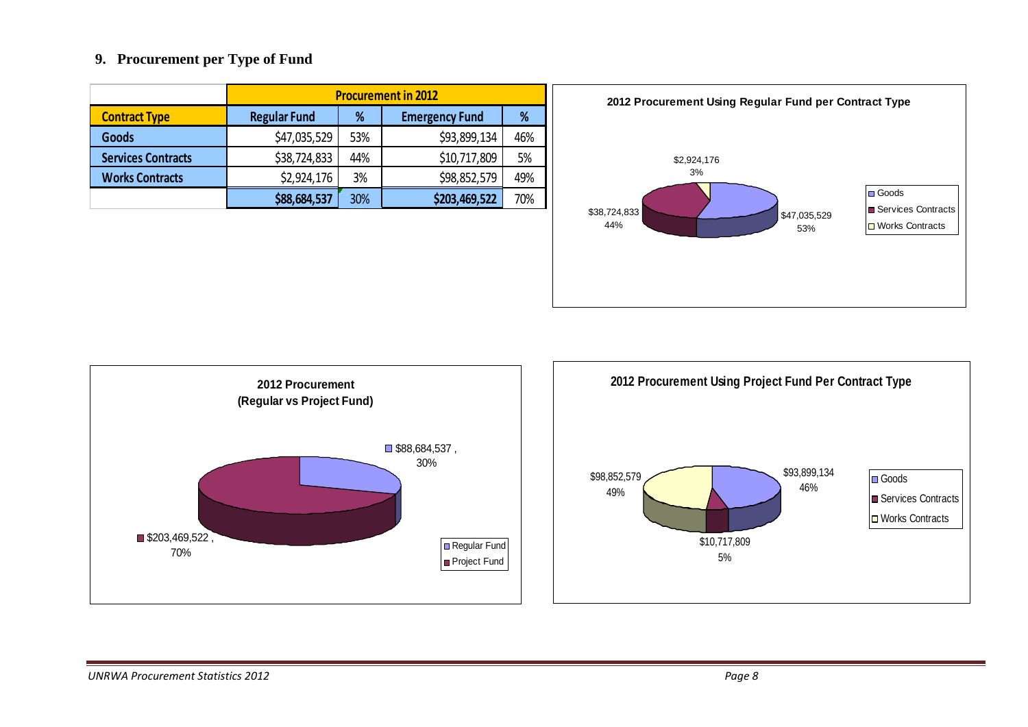## 9. Procurement per Type of Fund

| | Procurement in 2012 | | | |
|---|---|---|---|---|
| **Contract Type** | **Regular Fund** | **%** | **Emergency Fund** | **%** |
| **Goods** | $47,035,529 | 53% | $93,899,134 | 46% |
| **Services Contracts** | $38,724,833 | 44% | $10,717,809 | 5% |
| **Works Contracts** | $2,924,176 | 3% | $98,852,579 | 49% |
| | **$88,684,537** | 30% | **$203,469,522** | 70% |

**2012 Procurement Using Regular Fund per Contract Type**

- Goods: $47,035,529 (53%)
- Services Contracts: $38,724,833 (44%)
- Works Contracts: $2,924,176 (3%)

**2012 Procurement (Regular vs Project Fund)**

- Regular Fund: $88,684,537, 30%
- Project Fund: $203,469,522, 70%

**2012 Procurement Using Project Fund Per Contract Type**

- Goods: $93,899,134 (46%)
- Services Contracts: $10,717,809 (5%)
- Works Contracts: $98,852,579 (49%)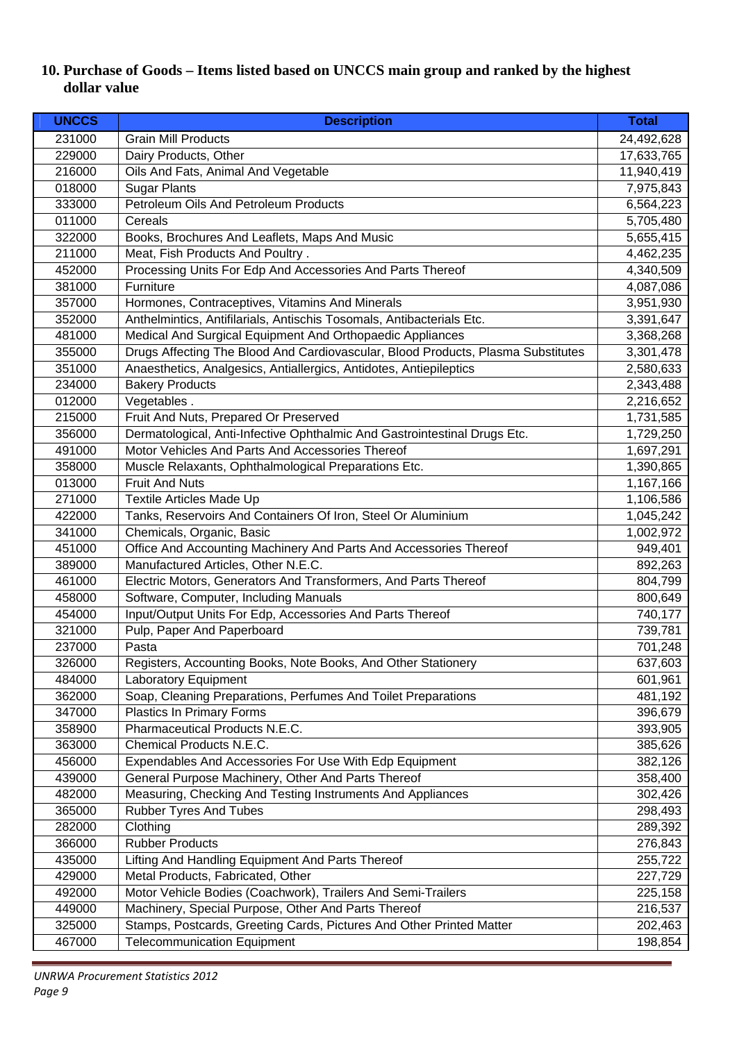## 10. Purchase of Goods – Items listed based on UNCCS main group and ranked by the highest dollar value

| UNCCS | Description | Total |
|---|---|---|
| 231000 | Grain Mill Products | 24,492,628 |
| 229000 | Dairy Products, Other | 17,633,765 |
| 216000 | Oils And Fats, Animal And Vegetable | 11,940,419 |
| 018000 | Sugar Plants | 7,975,843 |
| 333000 | Petroleum Oils And Petroleum Products | 6,564,223 |
| 011000 | Cereals | 5,705,480 |
| 322000 | Books, Brochures And Leaflets, Maps And Music | 5,655,415 |
| 211000 | Meat, Fish Products And Poultry . | 4,462,235 |
| 452000 | Processing Units For Edp And Accessories And Parts Thereof | 4,340,509 |
| 381000 | Furniture | 4,087,086 |
| 357000 | Hormones, Contraceptives, Vitamins And Minerals | 3,951,930 |
| 352000 | Anthelmintics, Antifilarials, Antischis Tosomals, Antibacterials Etc. | 3,391,647 |
| 481000 | Medical And Surgical Equipment And Orthopaedic Appliances | 3,368,268 |
| 355000 | Drugs Affecting The Blood And Cardiovascular, Blood Products, Plasma Substitutes | 3,301,478 |
| 351000 | Anaesthetics, Analgesics, Antiallergics, Antidotes, Antiepileptics | 2,580,633 |
| 234000 | Bakery Products | 2,343,488 |
| 012000 | Vegetables . | 2,216,652 |
| 215000 | Fruit And Nuts, Prepared Or Preserved | 1,731,585 |
| 356000 | Dermatological, Anti-Infective Ophthalmic And Gastrointestinal Drugs Etc. | 1,729,250 |
| 491000 | Motor Vehicles And Parts And Accessories Thereof | 1,697,291 |
| 358000 | Muscle Relaxants, Ophthalmological Preparations Etc. | 1,390,865 |
| 013000 | Fruit And Nuts | 1,167,166 |
| 271000 | Textile Articles Made Up | 1,106,586 |
| 422000 | Tanks, Reservoirs And Containers Of Iron, Steel Or Aluminium | 1,045,242 |
| 341000 | Chemicals, Organic, Basic | 1,002,972 |
| 451000 | Office And Accounting Machinery And Parts And Accessories Thereof | 949,401 |
| 389000 | Manufactured Articles, Other N.E.C. | 892,263 |
| 461000 | Electric Motors, Generators And Transformers, And Parts Thereof | 804,799 |
| 458000 | Software, Computer, Including Manuals | 800,649 |
| 454000 | Input/Output Units For Edp, Accessories And Parts Thereof | 740,177 |
| 321000 | Pulp, Paper And Paperboard | 739,781 |
| 237000 | Pasta | 701,248 |
| 326000 | Registers, Accounting Books, Note Books, And Other Stationery | 637,603 |
| 484000 | Laboratory Equipment | 601,961 |
| 362000 | Soap, Cleaning Preparations, Perfumes And Toilet Preparations | 481,192 |
| 347000 | Plastics In Primary Forms | 396,679 |
| 358900 | Pharmaceutical Products N.E.C. | 393,905 |
| 363000 | Chemical Products N.E.C. | 385,626 |
| 456000 | Expendables And Accessories For Use With Edp Equipment | 382,126 |
| 439000 | General Purpose Machinery, Other And Parts Thereof | 358,400 |
| 482000 | Measuring, Checking And Testing Instruments And Appliances | 302,426 |
| 365000 | Rubber Tyres And Tubes | 298,493 |
| 282000 | Clothing | 289,392 |
| 366000 | Rubber Products | 276,843 |
| 435000 | Lifting And Handling Equipment And Parts Thereof | 255,722 |
| 429000 | Metal Products, Fabricated, Other | 227,729 |
| 492000 | Motor Vehicle Bodies (Coachwork), Trailers And Semi-Trailers | 225,158 |
| 449000 | Machinery, Special Purpose, Other And Parts Thereof | 216,537 |
| 325000 | Stamps, Postcards, Greeting Cards, Pictures And Other Printed Matter | 202,463 |
| 467000 | Telecommunication Equipment | 198,854 |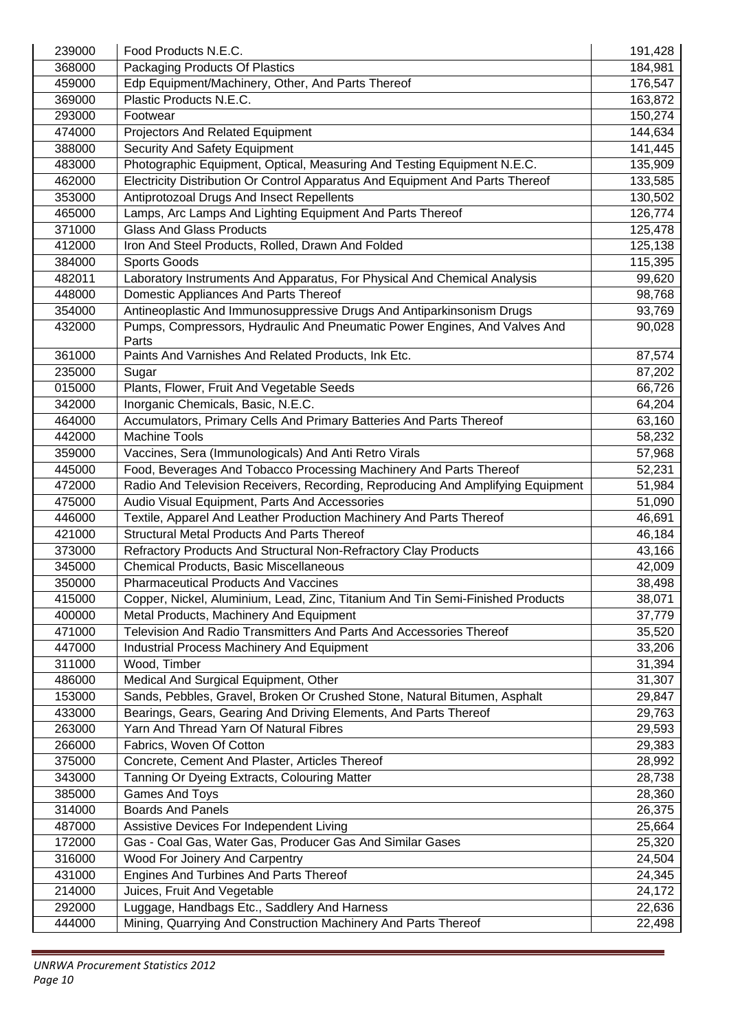| | | |
|---|---|---|
| 239000 | Food Products N.E.C. | 191,428 |
| 368000 | Packaging Products Of Plastics | 184,981 |
| 459000 | Edp Equipment/Machinery, Other, And Parts Thereof | 176,547 |
| 369000 | Plastic Products N.E.C. | 163,872 |
| 293000 | Footwear | 150,274 |
| 474000 | Projectors And Related Equipment | 144,634 |
| 388000 | Security And Safety Equipment | 141,445 |
| 483000 | Photographic Equipment, Optical, Measuring And Testing Equipment N.E.C. | 135,909 |
| 462000 | Electricity Distribution Or Control Apparatus And Equipment And Parts Thereof | 133,585 |
| 353000 | Antiprotozoal Drugs And Insect Repellents | 130,502 |
| 465000 | Lamps, Arc Lamps And Lighting Equipment And Parts Thereof | 126,774 |
| 371000 | Glass And Glass Products | 125,478 |
| 412000 | Iron And Steel Products, Rolled, Drawn And Folded | 125,138 |
| 384000 | Sports Goods | 115,395 |
| 482011 | Laboratory Instruments And Apparatus, For Physical And Chemical Analysis | 99,620 |
| 448000 | Domestic Appliances And Parts Thereof | 98,768 |
| 354000 | Antineoplastic And Immunosuppressive Drugs And Antiparkinsonism Drugs | 93,769 |
| 432000 | Pumps, Compressors, Hydraulic And Pneumatic Power Engines, And Valves And Parts | 90,028 |
| 361000 | Paints And Varnishes And Related Products, Ink Etc. | 87,574 |
| 235000 | Sugar | 87,202 |
| 015000 | Plants, Flower, Fruit And Vegetable Seeds | 66,726 |
| 342000 | Inorganic Chemicals, Basic, N.E.C. | 64,204 |
| 464000 | Accumulators, Primary Cells And Primary Batteries And Parts Thereof | 63,160 |
| 442000 | Machine Tools | 58,232 |
| 359000 | Vaccines, Sera (Immunologicals) And Anti Retro Virals | 57,968 |
| 445000 | Food, Beverages And Tobacco Processing Machinery And Parts Thereof | 52,231 |
| 472000 | Radio And Television Receivers, Recording, Reproducing And Amplifying Equipment | 51,984 |
| 475000 | Audio Visual Equipment, Parts And Accessories | 51,090 |
| 446000 | Textile, Apparel And Leather Production Machinery And Parts Thereof | 46,691 |
| 421000 | Structural Metal Products And Parts Thereof | 46,184 |
| 373000 | Refractory Products And Structural Non-Refractory Clay Products | 43,166 |
| 345000 | Chemical Products, Basic Miscellaneous | 42,009 |
| 350000 | Pharmaceutical Products And Vaccines | 38,498 |
| 415000 | Copper, Nickel, Aluminium, Lead, Zinc, Titanium And Tin Semi-Finished Products | 38,071 |
| 400000 | Metal Products, Machinery And Equipment | 37,779 |
| 471000 | Television And Radio Transmitters And Parts And Accessories Thereof | 35,520 |
| 447000 | Industrial Process Machinery And Equipment | 33,206 |
| 311000 | Wood, Timber | 31,394 |
| 486000 | Medical And Surgical Equipment, Other | 31,307 |
| 153000 | Sands, Pebbles, Gravel, Broken Or Crushed Stone, Natural Bitumen, Asphalt | 29,847 |
| 433000 | Bearings, Gears, Gearing And Driving Elements, And Parts Thereof | 29,763 |
| 263000 | Yarn And Thread Yarn Of Natural Fibres | 29,593 |
| 266000 | Fabrics, Woven Of Cotton | 29,383 |
| 375000 | Concrete, Cement And Plaster, Articles Thereof | 28,992 |
| 343000 | Tanning Or Dyeing Extracts, Colouring Matter | 28,738 |
| 385000 | Games And Toys | 28,360 |
| 314000 | Boards And Panels | 26,375 |
| 487000 | Assistive Devices For Independent Living | 25,664 |
| 172000 | Gas - Coal Gas, Water Gas, Producer Gas And Similar Gases | 25,320 |
| 316000 | Wood For Joinery And Carpentry | 24,504 |
| 431000 | Engines And Turbines And Parts Thereof | 24,345 |
| 214000 | Juices, Fruit And Vegetable | 24,172 |
| 292000 | Luggage, Handbags Etc., Saddlery And Harness | 22,636 |
| 444000 | Mining, Quarrying And Construction Machinery And Parts Thereof | 22,498 |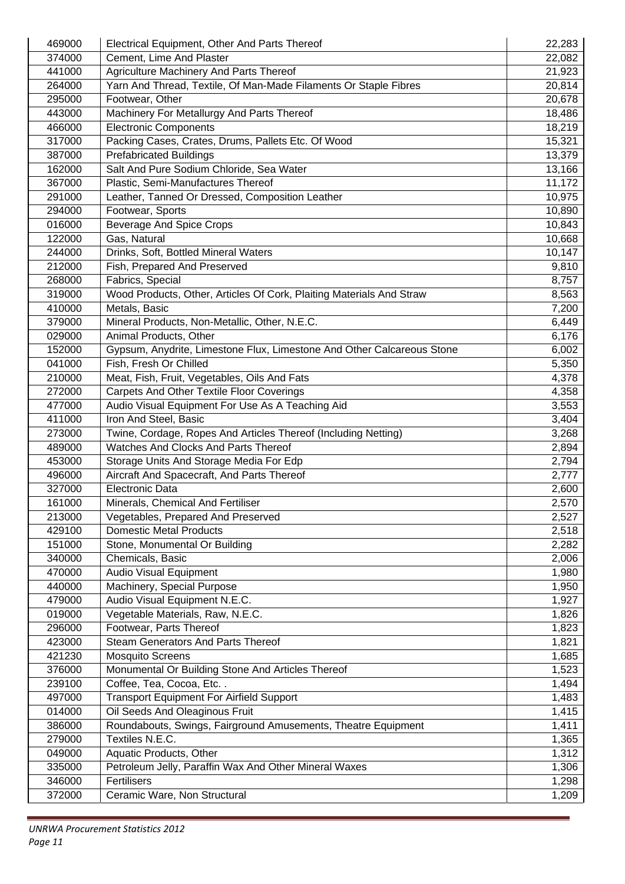| 469000 | Electrical Equipment, Other And Parts Thereof | 22,283 |
|---|---|---|
| 374000 | Cement, Lime And Plaster | 22,082 |
| 441000 | Agriculture Machinery And Parts Thereof | 21,923 |
| 264000 | Yarn And Thread, Textile, Of Man-Made Filaments Or Staple Fibres | 20,814 |
| 295000 | Footwear, Other | 20,678 |
| 443000 | Machinery For Metallurgy And Parts Thereof | 18,486 |
| 466000 | Electronic Components | 18,219 |
| 317000 | Packing Cases, Crates, Drums, Pallets Etc. Of Wood | 15,321 |
| 387000 | Prefabricated Buildings | 13,379 |
| 162000 | Salt And Pure Sodium Chloride, Sea Water | 13,166 |
| 367000 | Plastic, Semi-Manufactures Thereof | 11,172 |
| 291000 | Leather, Tanned Or Dressed, Composition Leather | 10,975 |
| 294000 | Footwear, Sports | 10,890 |
| 016000 | Beverage And Spice Crops | 10,843 |
| 122000 | Gas, Natural | 10,668 |
| 244000 | Drinks, Soft, Bottled Mineral Waters | 10,147 |
| 212000 | Fish, Prepared And Preserved | 9,810 |
| 268000 | Fabrics, Special | 8,757 |
| 319000 | Wood Products, Other, Articles Of Cork, Plaiting Materials And Straw | 8,563 |
| 410000 | Metals, Basic | 7,200 |
| 379000 | Mineral Products, Non-Metallic, Other, N.E.C. | 6,449 |
| 029000 | Animal Products, Other | 6,176 |
| 152000 | Gypsum, Anydrite, Limestone Flux, Limestone And Other Calcareous Stone | 6,002 |
| 041000 | Fish, Fresh Or Chilled | 5,350 |
| 210000 | Meat, Fish, Fruit, Vegetables, Oils And Fats | 4,378 |
| 272000 | Carpets And Other Textile Floor Coverings | 4,358 |
| 477000 | Audio Visual Equipment For Use As A Teaching Aid | 3,553 |
| 411000 | Iron And Steel, Basic | 3,404 |
| 273000 | Twine, Cordage, Ropes And Articles Thereof (Including Netting) | 3,268 |
| 489000 | Watches And Clocks And Parts Thereof | 2,894 |
| 453000 | Storage Units And Storage Media For Edp | 2,794 |
| 496000 | Aircraft And Spacecraft, And Parts Thereof | 2,777 |
| 327000 | Electronic Data | 2,600 |
| 161000 | Minerals, Chemical And Fertiliser | 2,570 |
| 213000 | Vegetables, Prepared And Preserved | 2,527 |
| 429100 | Domestic Metal Products | 2,518 |
| 151000 | Stone, Monumental Or Building | 2,282 |
| 340000 | Chemicals, Basic | 2,006 |
| 470000 | Audio Visual Equipment | 1,980 |
| 440000 | Machinery, Special Purpose | 1,950 |
| 479000 | Audio Visual Equipment N.E.C. | 1,927 |
| 019000 | Vegetable Materials, Raw, N.E.C. | 1,826 |
| 296000 | Footwear, Parts Thereof | 1,823 |
| 423000 | Steam Generators And Parts Thereof | 1,821 |
| 421230 | Mosquito Screens | 1,685 |
| 376000 | Monumental Or Building Stone And Articles Thereof | 1,523 |
| 239100 | Coffee, Tea, Cocoa, Etc. . | 1,494 |
| 497000 | Transport Equipment For Airfield Support | 1,483 |
| 014000 | Oil Seeds And Oleaginous Fruit | 1,415 |
| 386000 | Roundabouts, Swings, Fairground Amusements, Theatre Equipment | 1,411 |
| 279000 | Textiles N.E.C. | 1,365 |
| 049000 | Aquatic Products, Other | 1,312 |
| 335000 | Petroleum Jelly, Paraffin Wax And Other Mineral Waxes | 1,306 |
| 346000 | Fertilisers | 1,298 |
| 372000 | Ceramic Ware, Non Structural | 1,209 |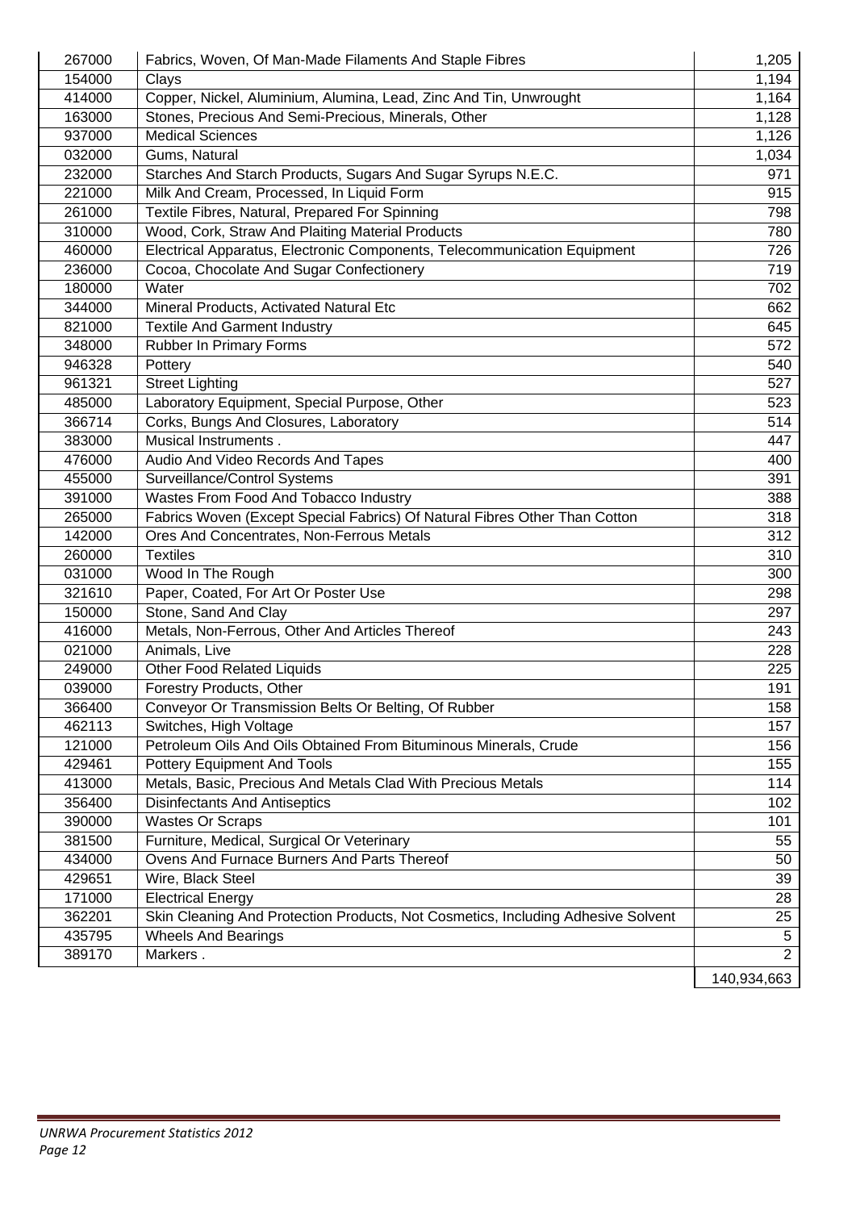| | | |
|---|---|---|
| 267000 | Fabrics, Woven, Of Man-Made Filaments And Staple Fibres | 1,205 |
| 154000 | Clays | 1,194 |
| 414000 | Copper, Nickel, Aluminium, Alumina, Lead, Zinc And Tin, Unwrought | 1,164 |
| 163000 | Stones, Precious And Semi-Precious, Minerals, Other | 1,128 |
| 937000 | Medical Sciences | 1,126 |
| 032000 | Gums, Natural | 1,034 |
| 232000 | Starches And Starch Products, Sugars And Sugar Syrups N.E.C. | 971 |
| 221000 | Milk And Cream, Processed, In Liquid Form | 915 |
| 261000 | Textile Fibres, Natural, Prepared For Spinning | 798 |
| 310000 | Wood, Cork, Straw And Plaiting Material Products | 780 |
| 460000 | Electrical Apparatus, Electronic Components, Telecommunication Equipment | 726 |
| 236000 | Cocoa, Chocolate And Sugar Confectionery | 719 |
| 180000 | Water | 702 |
| 344000 | Mineral Products, Activated Natural Etc | 662 |
| 821000 | Textile And Garment Industry | 645 |
| 348000 | Rubber In Primary Forms | 572 |
| 946328 | Pottery | 540 |
| 961321 | Street Lighting | 527 |
| 485000 | Laboratory Equipment, Special Purpose, Other | 523 |
| 366714 | Corks, Bungs And Closures, Laboratory | 514 |
| 383000 | Musical Instruments . | 447 |
| 476000 | Audio And Video Records And Tapes | 400 |
| 455000 | Surveillance/Control Systems | 391 |
| 391000 | Wastes From Food And Tobacco Industry | 388 |
| 265000 | Fabrics Woven (Except Special Fabrics) Of Natural Fibres Other Than Cotton | 318 |
| 142000 | Ores And Concentrates, Non-Ferrous Metals | 312 |
| 260000 | Textiles | 310 |
| 031000 | Wood In The Rough | 300 |
| 321610 | Paper, Coated, For Art Or Poster Use | 298 |
| 150000 | Stone, Sand And Clay | 297 |
| 416000 | Metals, Non-Ferrous, Other And Articles Thereof | 243 |
| 021000 | Animals, Live | 228 |
| 249000 | Other Food Related Liquids | 225 |
| 039000 | Forestry Products, Other | 191 |
| 366400 | Conveyor Or Transmission Belts Or Belting, Of Rubber | 158 |
| 462113 | Switches, High Voltage | 157 |
| 121000 | Petroleum Oils And Oils Obtained From Bituminous Minerals, Crude | 156 |
| 429461 | Pottery Equipment And Tools | 155 |
| 413000 | Metals, Basic, Precious And Metals Clad With Precious Metals | 114 |
| 356400 | Disinfectants And Antiseptics | 102 |
| 390000 | Wastes Or Scraps | 101 |
| 381500 | Furniture, Medical, Surgical Or Veterinary | 55 |
| 434000 | Ovens And Furnace Burners And Parts Thereof | 50 |
| 429651 | Wire, Black Steel | 39 |
| 171000 | Electrical Energy | 28 |
| 362201 | Skin Cleaning And Protection Products, Not Cosmetics, Including Adhesive Solvent | 25 |
| 435795 | Wheels And Bearings | 5 |
| 389170 | Markers . | 2 |
| | | 140,934,663 |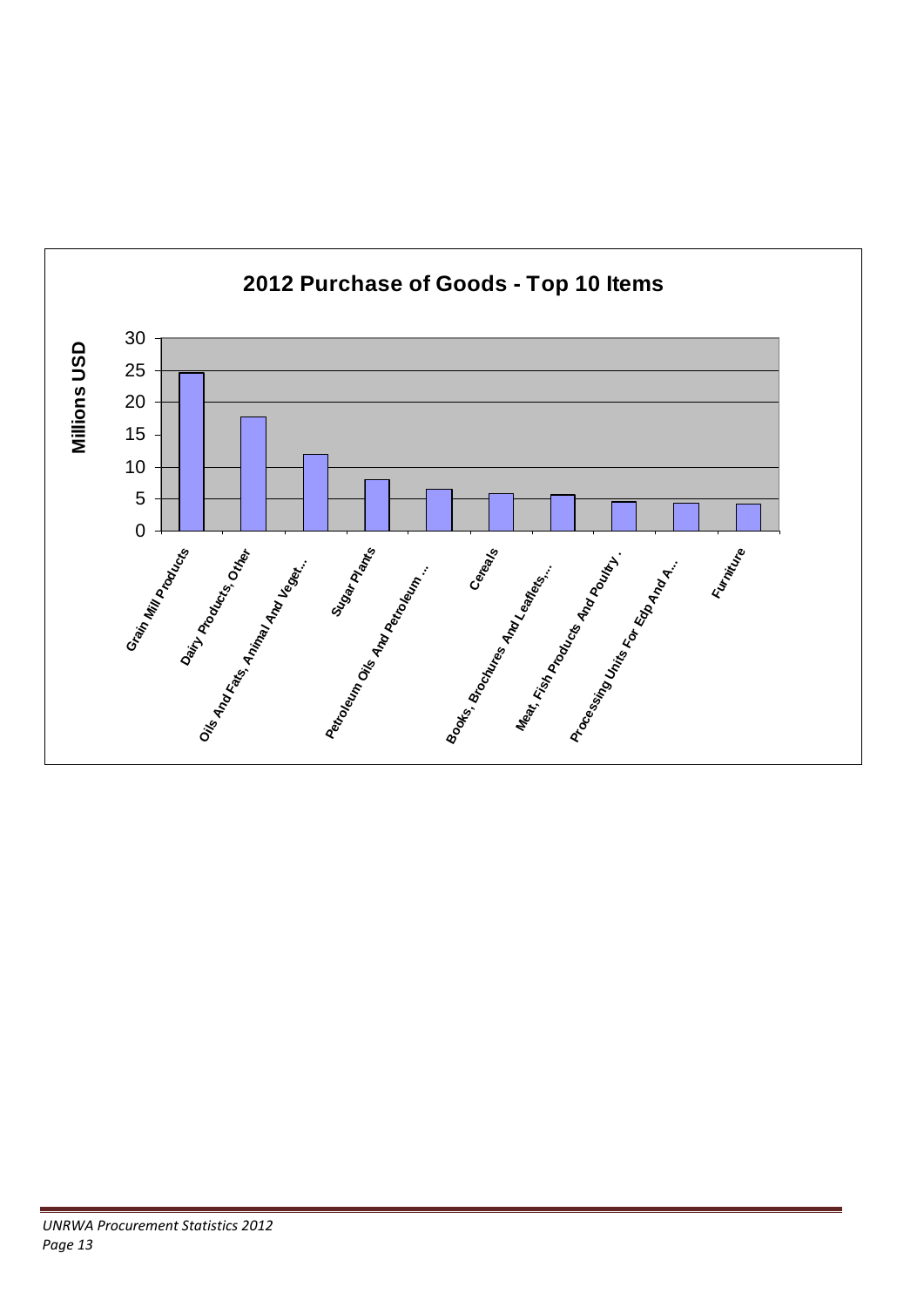## 2012 Purchase of Goods - Top 10 Items

| Item | Millions USD (approx.) |
|---|---|
| Grain Mill Products | 24.5 |
| Dairy Products, Other | 17.8 |
| Oils And Fats, Animal And Veget... | 12 |
| Sugar Plants | 8 |
| Petroleum Oils And Petroleum ... | 6.5 |
| Cereals | 5.8 |
| Books, Brochures And Leaflets,... | 5.6 |
| Meat, Fish Products And Poultry . | 4.5 |
| Processing Units For Edp And A... | 4.3 |
| Furniture | 4.2 |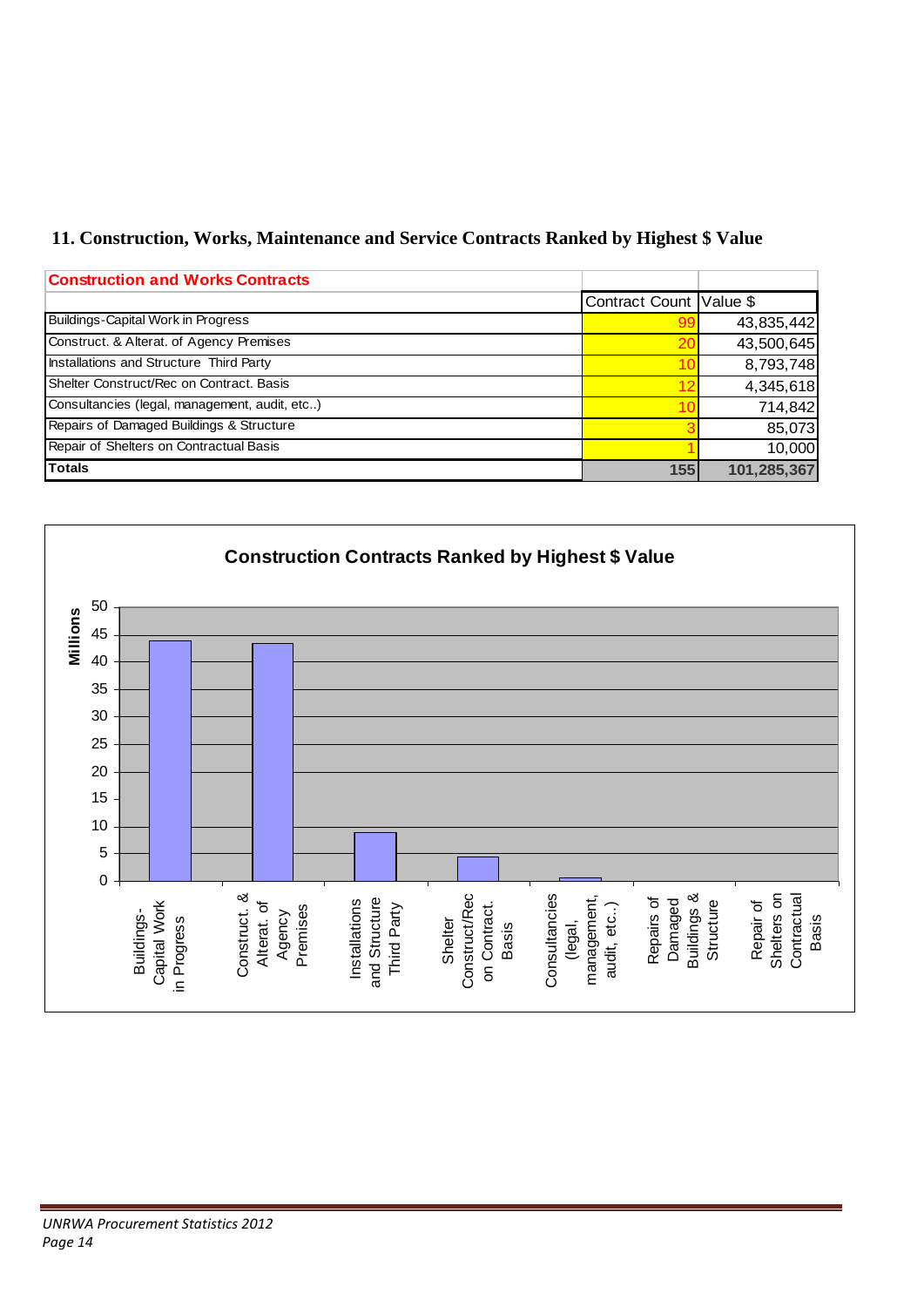## 11. Construction, Works, Maintenance and Service Contracts Ranked by Highest $ Value

| Construction and Works Contracts | Contract Count | Value $ |
|---|---|---|
| Buildings-Capital Work in Progress | 99 | 43,835,442 |
| Construct. & Alterat. of Agency Premises | 20 | 43,500,645 |
| Installations and Structure Third Party | 10 | 8,793,748 |
| Shelter Construct/Rec on Contract. Basis | 12 | 4,345,618 |
| Consultancies (legal, management, audit, etc..) | 10 | 714,842 |
| Repairs of Damaged Buildings & Structure | 3 | 85,073 |
| Repair of Shelters on Contractual Basis | 1 | 10,000 |
| **Totals** | **155** | **101,285,367** |

**Construction Contracts Ranked by Highest $ Value**

| Category | Value (Millions) |
|---|---|
| Buildings-Capital Work in Progress | ~43.8 |
| Construct. & Alterat. of Agency Premises | ~43.5 |
| Installations and Structure Third Party | ~8.8 |
| Shelter Construct/Rec on Contract. Basis | ~4.3 |
| Consultancies (legal, management, audit, etc..) | ~0.7 |
| Repairs of Damaged Buildings & Structure | ~0.1 |
| Repair of Shelters on Contractual Basis | ~0.0 |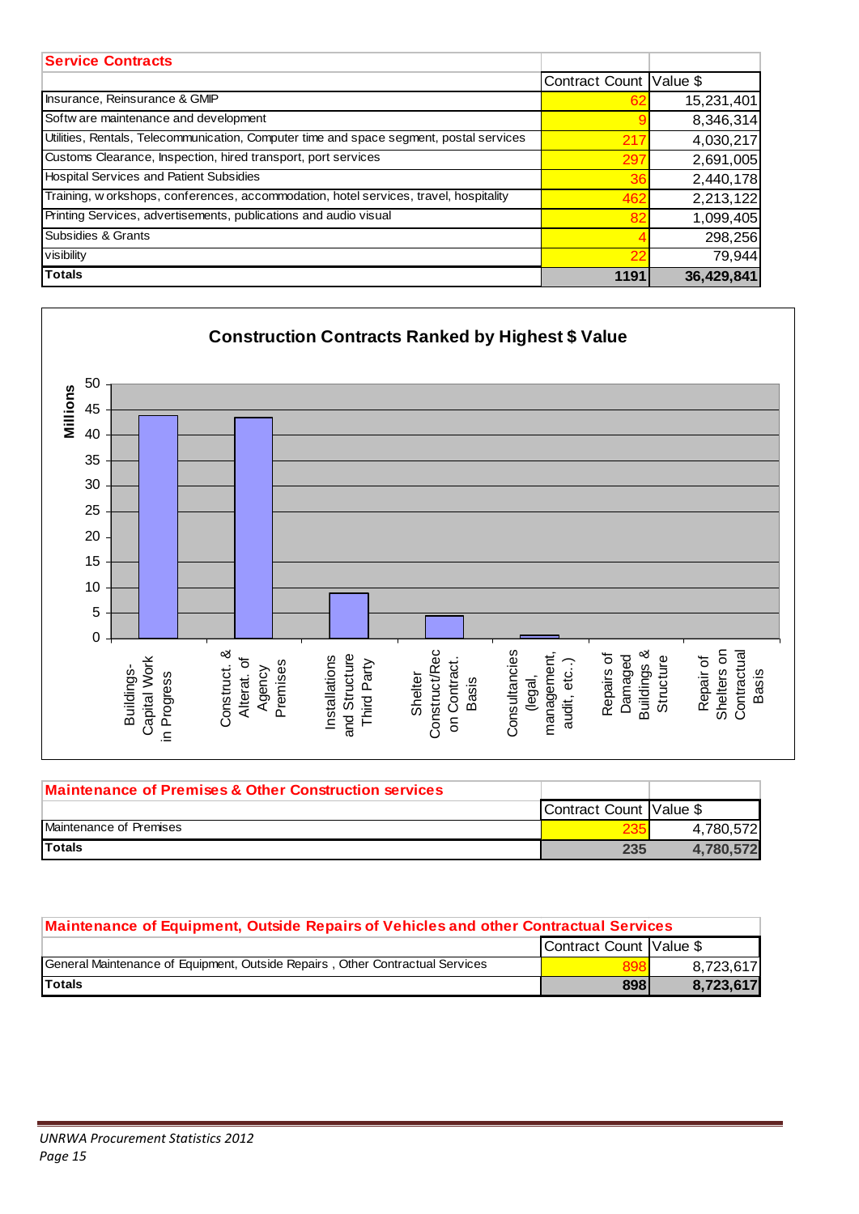| Service Contracts | Contract Count | Value $ |
|---|---|---|
| Insurance, Reinsurance & GMIP | 62 | 15,231,401 |
| Software maintenance and development | 9 | 8,346,314 |
| Utilities, Rentals, Telecommunication, Computer time and space segment, postal services | 217 | 4,030,217 |
| Customs Clearance, Inspection, hired transport, port services | 297 | 2,691,005 |
| Hospital Services and Patient Subsidies | 36 | 2,440,178 |
| Training, workshops, conferences, accommodation, hotel services, travel, hospitality | 462 | 2,213,122 |
| Printing Services, advertisements, publications and audio visual | 82 | 1,099,405 |
| Subsidies & Grants | 4 | 298,256 |
| visibility | 22 | 79,944 |
| **Totals** | **1191** | **36,429,841** |

**Construction Contracts Ranked by Highest $ Value**

Millions

50
45
40
35
30
25
20
15
10
5
0

Buildings-Capital Work in Progress
Construct. & Alterat. of Agency Premises
Installations and Structure Third Party
Shelter Construct/Rec on Contract. Basis
Consultancies (legal, management, audit, etc..)
Repairs of Damaged Buildings & Structure
Repair of Shelters on Contractual Basis

| Maintenance of Premises & Other Construction services | Contract Count | Value $ |
|---|---|---|
| Maintenance of Premises | 235 | 4,780,572 |
| **Totals** | **235** | **4,780,572** |

| Maintenance of Equipment, Outside Repairs of Vehicles and other Contractual Services | Contract Count | Value $ |
|---|---|---|
| General Maintenance of Equipment, Outside Repairs , Other Contractual Services | 898 | 8,723,617 |
| **Totals** | **898** | **8,723,617** |